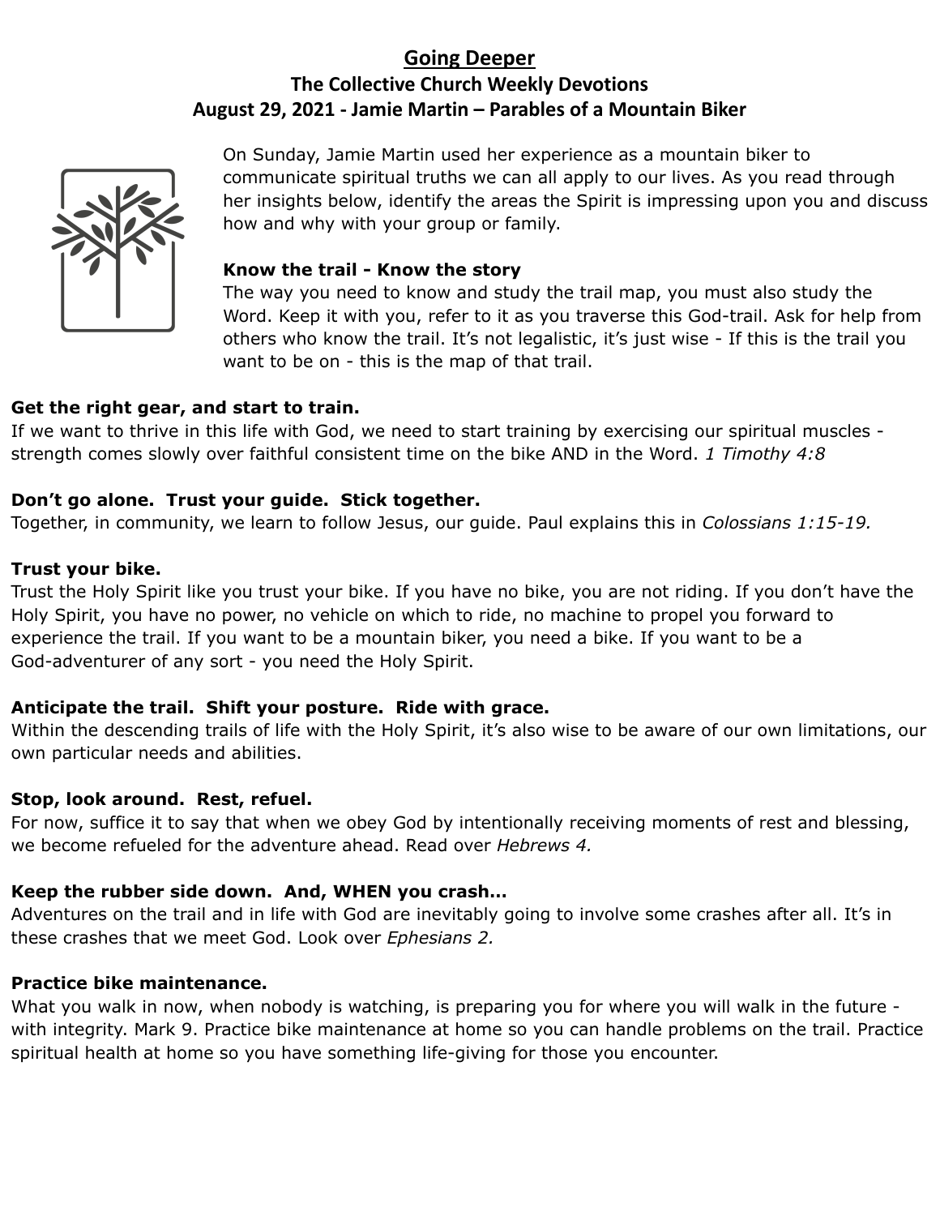# Going Deeper

## The Collective Church Weekly Devotions

## August 29, 2021 - Jamie Martin – Parables of a Mountain Biker

On Sunday, Jamie Martin used her experience as a mountain biker to communicate spiritual truths we can all apply to our lives. As you read through her insights below, identify the areas the Spirit is impressing upon you and discuss how and why with your group or family.

**Know the trail - Know the story**

The way you need to know and study the trail map, you must also study the Word. Keep it with you, refer to it as you traverse this God-trail. Ask for help from others who know the trail. It's not legalistic, it's just wise - If this is the trail you want to be on - this is the map of that trail.

**Get the right gear, and start to train.**

If we want to thrive in this life with God, we need to start training by exercising our spiritual muscles - strength comes slowly over faithful consistent time on the bike AND in the Word. *1 Timothy 4:8*

**Don't go alone. Trust your guide. Stick together.**

Together, in community, we learn to follow Jesus, our guide. Paul explains this in *Colossians 1:15-19.*

**Trust your bike.**

Trust the Holy Spirit like you trust your bike. If you have no bike, you are not riding. If you don't have the Holy Spirit, you have no power, no vehicle on which to ride, no machine to propel you forward to experience the trail. If you want to be a mountain biker, you need a bike. If you want to be a God-adventurer of any sort - you need the Holy Spirit.

**Anticipate the trail. Shift your posture. Ride with grace.**

Within the descending trails of life with the Holy Spirit, it's also wise to be aware of our own limitations, our own particular needs and abilities.

**Stop, look around. Rest, refuel.**

For now, suffice it to say that when we obey God by intentionally receiving moments of rest and blessing, we become refueled for the adventure ahead. Read over *Hebrews 4.*

**Keep the rubber side down. And, WHEN you crash…**

Adventures on the trail and in life with God are inevitably going to involve some crashes after all. It's in these crashes that we meet God. Look over *Ephesians 2.*

**Practice bike maintenance.**

What you walk in now, when nobody is watching, is preparing you for where you will walk in the future - with integrity. Mark 9. Practice bike maintenance at home so you can handle problems on the trail. Practice spiritual health at home so you have something life-giving for those you encounter.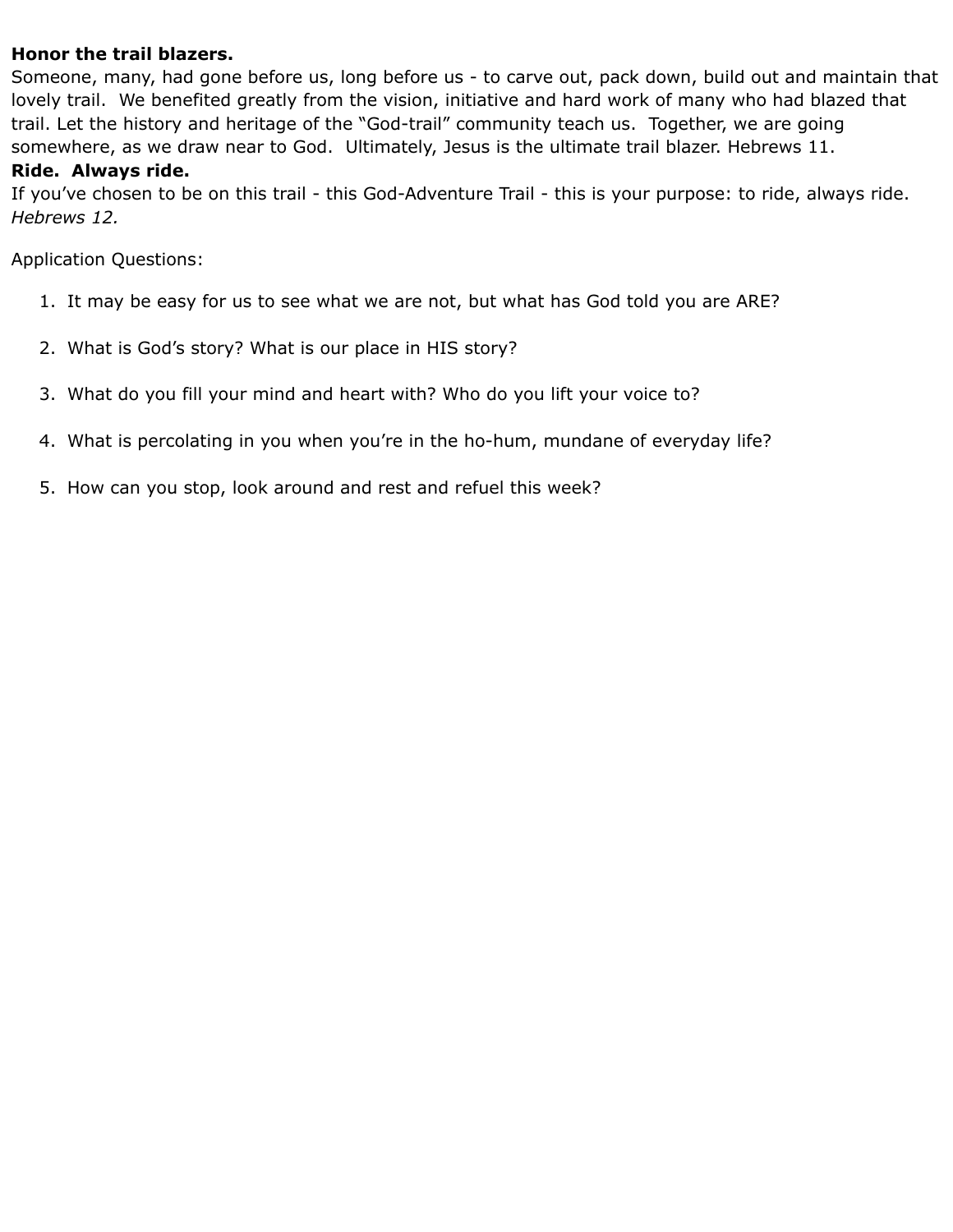**Honor the trail blazers.**
Someone, many, had gone before us, long before us - to carve out, pack down, build out and maintain that lovely trail.  We benefited greatly from the vision, initiative and hard work of many who had blazed that trail. Let the history and heritage of the "God-trail" community teach us.  Together, we are going somewhere, as we draw near to God.  Ultimately, Jesus is the ultimate trail blazer. Hebrews 11.
**Ride.  Always ride.**
If you've chosen to be on this trail - this God-Adventure Trail - this is your purpose: to ride, always ride. *Hebrews 12.*

Application Questions:

1. It may be easy for us to see what we are not, but what has God told you are ARE?
2. What is God's story? What is our place in HIS story?
3. What do you fill your mind and heart with? Who do you lift your voice to?
4. What is percolating in you when you're in the ho-hum, mundane of everyday life?
5. How can you stop, look around and rest and refuel this week?